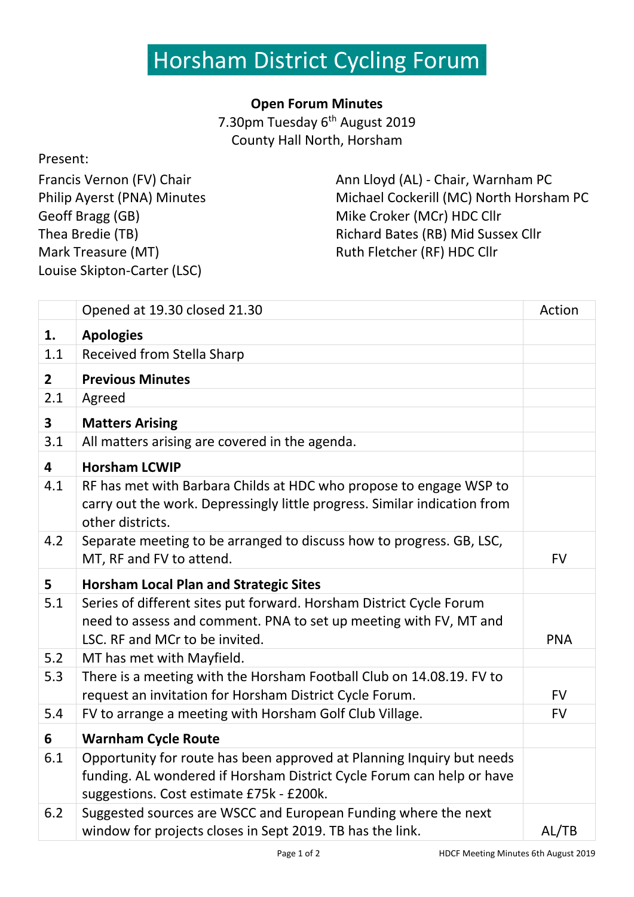# Horsham District Cycling Forum

**Open Forum Minutes**
7.30pm Tuesday 6th August 2019
County Hall North, Horsham

Present:

Francis Vernon (FV) Chair
Philip Ayerst (PNA) Minutes
Geoff Bragg (GB)
Thea Bredie (TB)
Mark Treasure (MT)
Louise Skipton-Carter (LSC)
Ann Lloyd (AL) - Chair, Warnham PC
Michael Cockerill (MC) North Horsham PC
Mike Croker (MCr) HDC Cllr
Richard Bates (RB) Mid Sussex Cllr
Ruth Fletcher (RF) HDC Cllr

| | Opened at 19.30 closed 21.30 | Action |
|---|---|---|
| **1.** | **Apologies** | |
| 1.1 | Received from Stella Sharp | |
| **2** | **Previous Minutes** | |
| 2.1 | Agreed | |
| **3** | **Matters Arising** | |
| 3.1 | All matters arising are covered in the agenda. | |
| **4** | **Horsham LCWIP** | |
| 4.1 | RF has met with Barbara Childs at HDC who propose to engage WSP to carry out the work. Depressingly little progress. Similar indication from other districts. | |
| 4.2 | Separate meeting to be arranged to discuss how to progress. GB, LSC, MT, RF and FV to attend. | FV |
| **5** | **Horsham Local Plan and Strategic Sites** | |
| 5.1 | Series of different sites put forward. Horsham District Cycle Forum need to assess and comment. PNA to set up meeting with FV, MT and LSC. RF and MCr to be invited. | PNA |
| 5.2 | MT has met with Mayfield. | |
| 5.3 | There is a meeting with the Horsham Football Club on 14.08.19. FV to request an invitation for Horsham District Cycle Forum. | FV |
| 5.4 | FV to arrange a meeting with Horsham Golf Club Village. | FV |
| **6** | **Warnham Cycle Route** | |
| 6.1 | Opportunity for route has been approved at Planning Inquiry but needs funding. AL wondered if Horsham District Cycle Forum can help or have suggestions. Cost estimate £75k - £200k. | |
| 6.2 | Suggested sources are WSCC and European Funding where the next window for projects closes in Sept 2019. TB has the link. | AL/TB |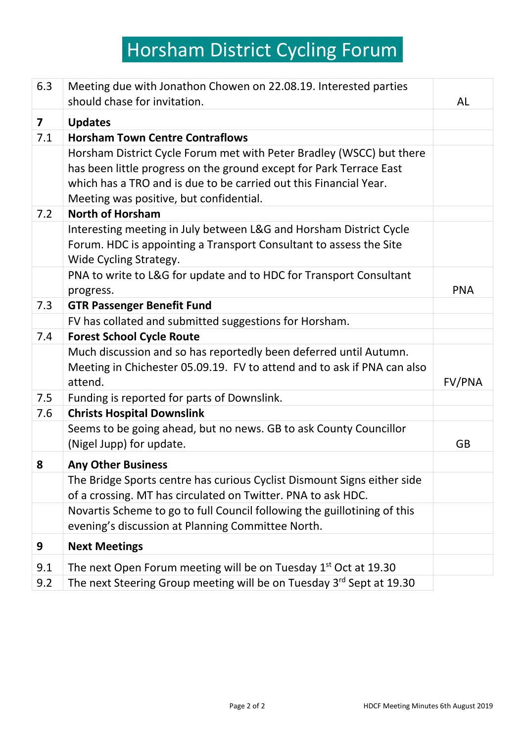# Horsham District Cycling Forum

| | | |
|---|---|---|
| 6.3 | Meeting due with Jonathon Chowen on 22.08.19. Interested parties should chase for invitation. | AL |
| **7** | **Updates** | |
| 7.1 | **Horsham Town Centre Contraflows** | |
| | Horsham District Cycle Forum met with Peter Bradley (WSCC) but there has been little progress on the ground except for Park Terrace East which has a TRO and is due to be carried out this Financial Year. Meeting was positive, but confidential. | |
| 7.2 | **North of Horsham** | |
| | Interesting meeting in July between L&G and Horsham District Cycle Forum. HDC is appointing a Transport Consultant to assess the Site Wide Cycling Strategy. | |
| | PNA to write to L&G for update and to HDC for Transport Consultant progress. | PNA |
| 7.3 | **GTR Passenger Benefit Fund** | |
| | FV has collated and submitted suggestions for Horsham. | |
| 7.4 | **Forest School Cycle Route** | |
| | Much discussion and so has reportedly been deferred until Autumn. Meeting in Chichester 05.09.19. FV to attend and to ask if PNA can also attend. | FV/PNA |
| 7.5 | Funding is reported for parts of Downslink. | |
| 7.6 | **Christs Hospital Downslink** | |
| | Seems to be going ahead, but no news. GB to ask County Councillor (Nigel Jupp) for update. | GB |
| **8** | **Any Other Business** | |
| | The Bridge Sports centre has curious Cyclist Dismount Signs either side of a crossing. MT has circulated on Twitter. PNA to ask HDC. | |
| | Novartis Scheme to go to full Council following the guillotining of this evening's discussion at Planning Committee North. | |
| **9** | **Next Meetings** | |
| 9.1 | The next Open Forum meeting will be on Tuesday 1st Oct at 19.30 | |
| 9.2 | The next Steering Group meeting will be on Tuesday 3rd Sept at 19.30 | |